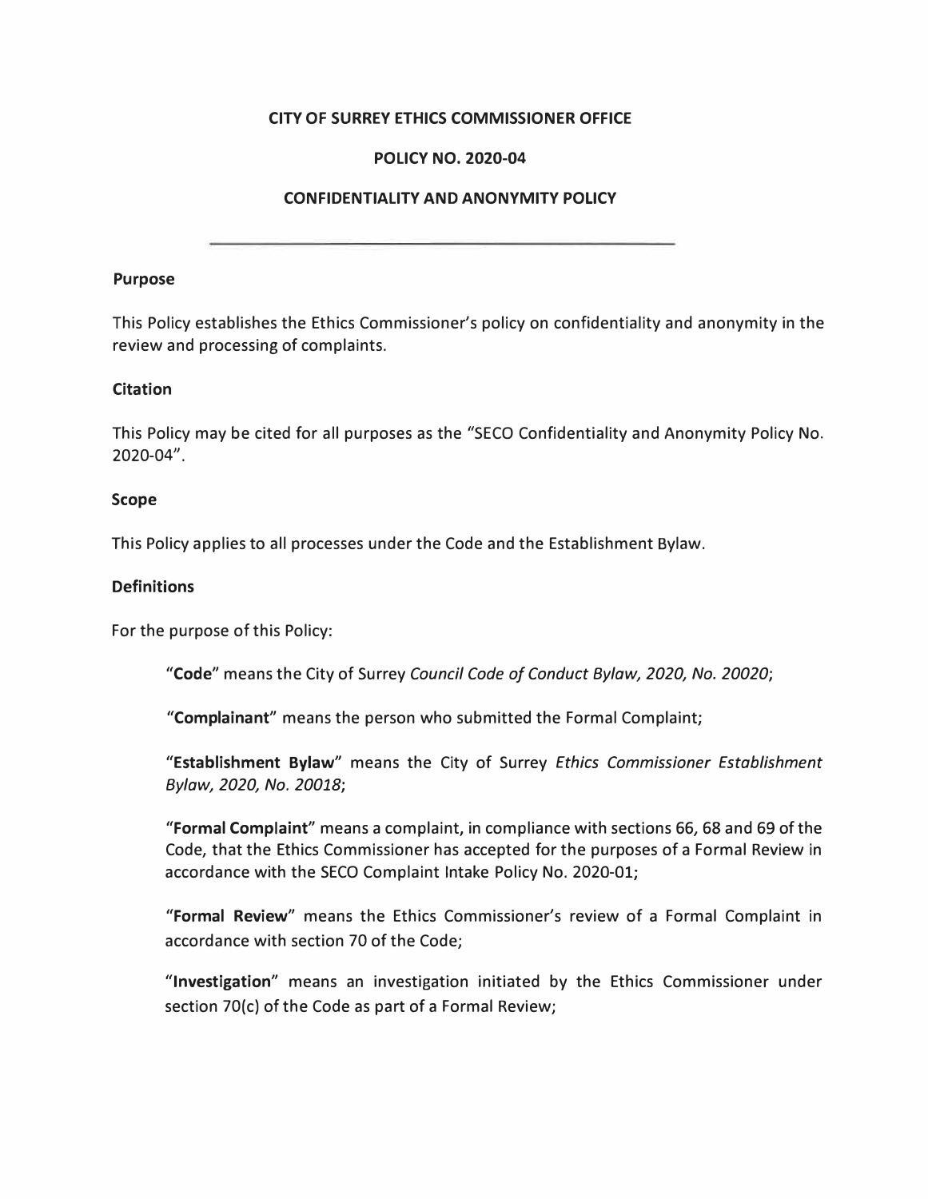# CITY OF SURREY ETHICS COMMISSIONER OFFICE

## POLICY NO. 2020-04

## CONFIDENTIALITY AND ANONYMITY POLICY

---

### Purpose

This Policy establishes the Ethics Commissioner's policy on confidentiality and anonymity in the review and processing of complaints.

### Citation

This Policy may be cited for all purposes as the "SECO Confidentiality and Anonymity Policy No. 2020-04".

### Scope

This Policy applies to all processes under the Code and the Establishment Bylaw.

### Definitions

For the purpose of this Policy:

> "**Code**" means the City of Surrey *Council Code of Conduct Bylaw, 2020, No. 20020*;
>
> "**Complainant**" means the person who submitted the Formal Complaint;
>
> "**Establishment Bylaw**" means the City of Surrey *Ethics Commissioner Establishment Bylaw, 2020, No. 20018*;
>
> "**Formal Complaint**" means a complaint, in compliance with sections 66, 68 and 69 of the Code, that the Ethics Commissioner has accepted for the purposes of a Formal Review in accordance with the SECO Complaint Intake Policy No. 2020-01;
>
> "**Formal Review**" means the Ethics Commissioner's review of a Formal Complaint in accordance with section 70 of the Code;
>
> "**Investigation**" means an investigation initiated by the Ethics Commissioner under section 70(c) of the Code as part of a Formal Review;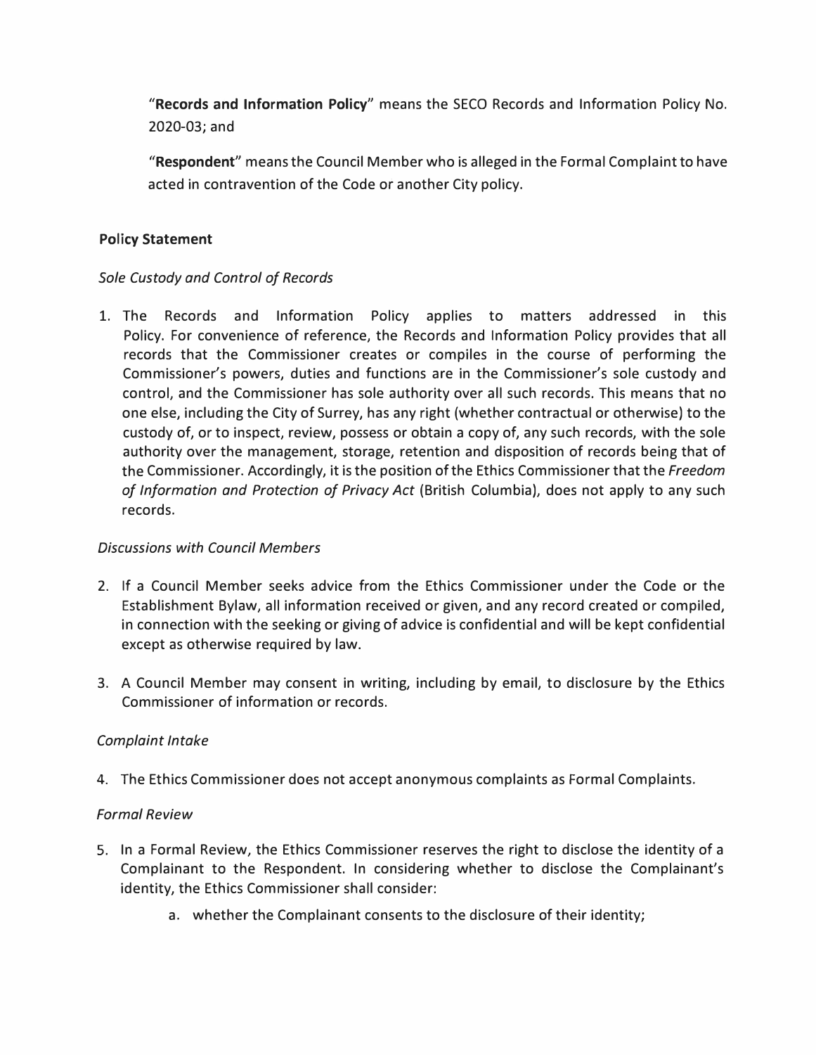"**Records and Information Policy**" means the SECO Records and Information Policy No. 2020-03; and

"**Respondent**" means the Council Member who is alleged in the Formal Complaint to have acted in contravention of the Code or another City policy.

**Policy Statement**

*Sole Custody and Control of Records*

1. The Records and Information Policy applies to matters addressed in this Policy. For convenience of reference, the Records and Information Policy provides that all records that the Commissioner creates or compiles in the course of performing the Commissioner's powers, duties and functions are in the Commissioner's sole custody and control, and the Commissioner has sole authority over all such records. This means that no one else, including the City of Surrey, has any right (whether contractual or otherwise) to the custody of, or to inspect, review, possess or obtain a copy of, any such records, with the sole authority over the management, storage, retention and disposition of records being that of the Commissioner. Accordingly, it is the position of the Ethics Commissioner that the *Freedom of Information and Protection of Privacy Act* (British Columbia), does not apply to any such records.

*Discussions with Council Members*

2. If a Council Member seeks advice from the Ethics Commissioner under the Code or the Establishment Bylaw, all information received or given, and any record created or compiled, in connection with the seeking or giving of advice is confidential and will be kept confidential except as otherwise required by law.

3. A Council Member may consent in writing, including by email, to disclosure by the Ethics Commissioner of information or records.

*Complaint Intake*

4. The Ethics Commissioner does not accept anonymous complaints as Formal Complaints.

*Formal Review*

5. In a Formal Review, the Ethics Commissioner reserves the right to disclose the identity of a Complainant to the Respondent. In considering whether to disclose the Complainant's identity, the Ethics Commissioner shall consider:
    a. whether the Complainant consents to the disclosure of their identity;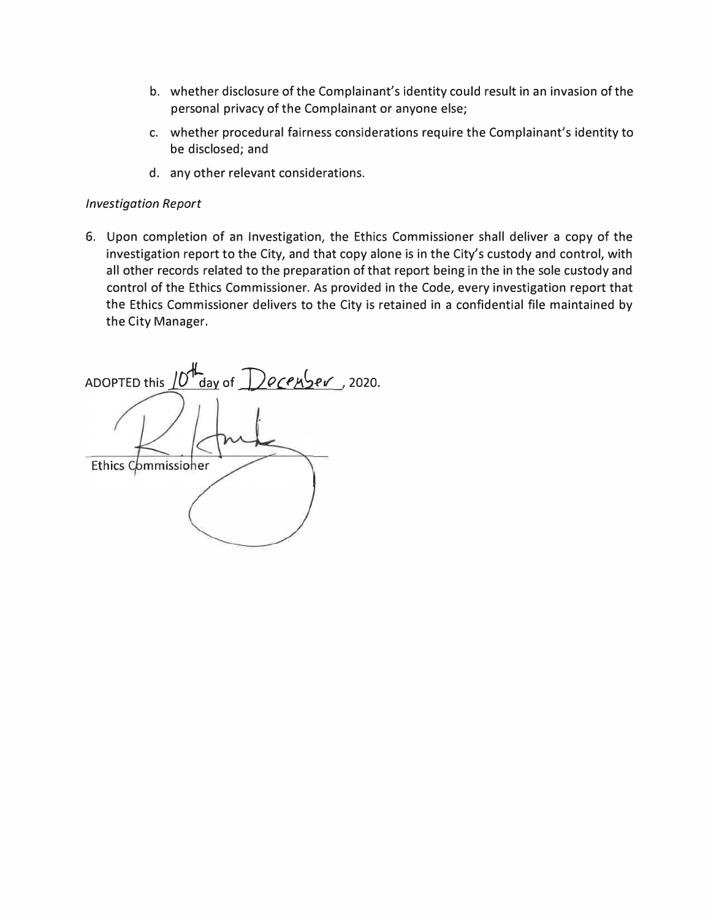b. whether disclosure of the Complainant's identity could result in an invasion of the personal privacy of the Complainant or anyone else;

c. whether procedural fairness considerations require the Complainant's identity to be disclosed; and

d. any other relevant considerations.

*Investigation Report*

6. Upon completion of an Investigation, the Ethics Commissioner shall deliver a copy of the investigation report to the City, and that copy alone is in the City's custody and control, with all other records related to the preparation of that report being in the in the sole custody and control of the Ethics Commissioner. As provided in the Code, every investigation report that the Ethics Commissioner delivers to the City is retained in a confidential file maintained by the City Manager.

ADOPTED this 10th day of December, 2020.

Ethics Commissioner